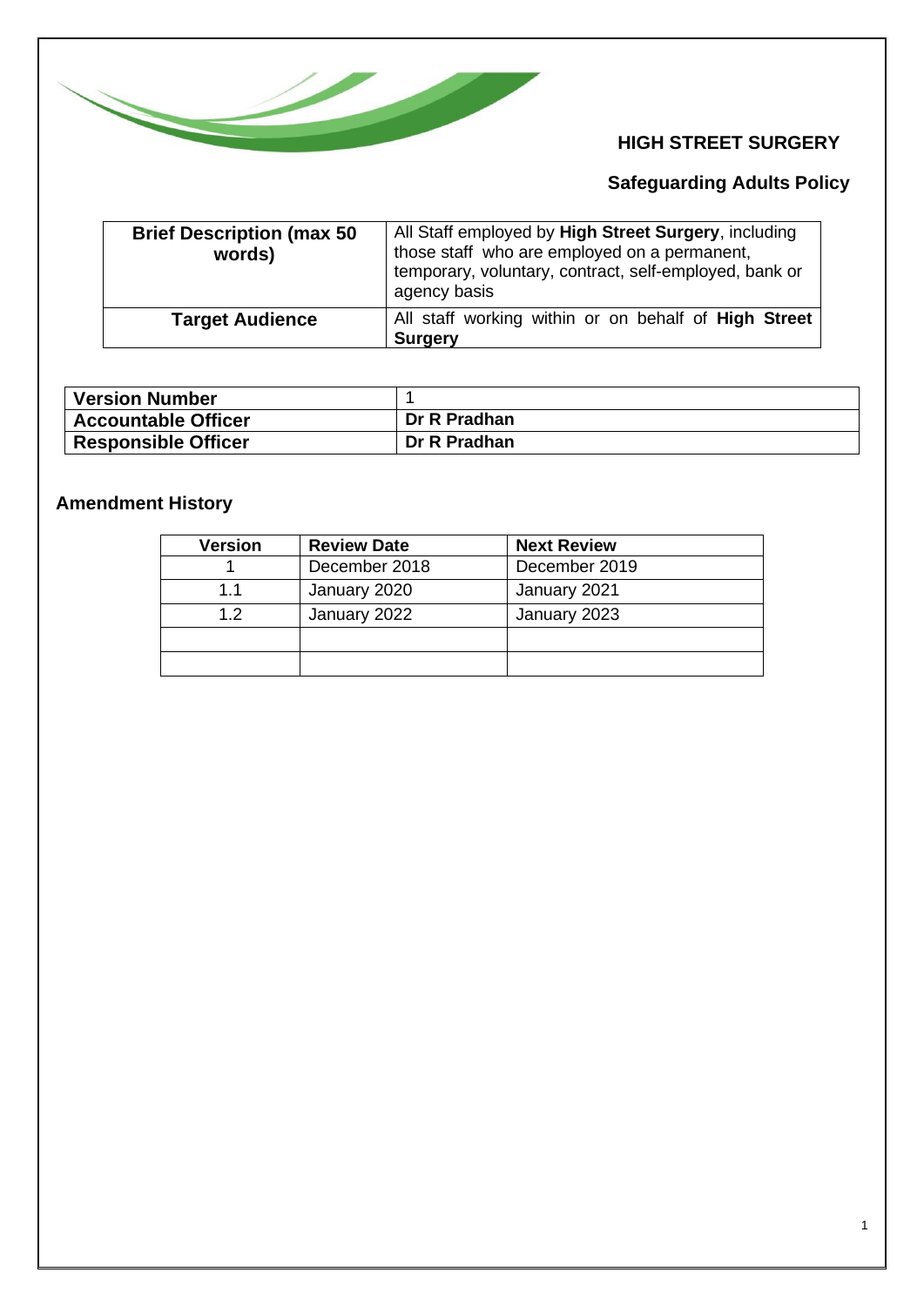# HIGH STREET SURGERY

## Safeguarding Adults Policy

| **Brief Description (max 50 words)** | All Staff employed by **High Street Surgery**, including those staff who are employed on a permanent, temporary, voluntary, contract, self-employed, bank or agency basis |
|---|---|
| **Target Audience** | All staff working within or on behalf of **High Street Surgery** |

| **Version Number** | 1 |
|---|---|
| **Accountable Officer** | **Dr R Pradhan** |
| **Responsible Officer** | **Dr R Pradhan** |

### Amendment History

| Version | Review Date | Next Review |
|---|---|---|
| 1 | December 2018 | December 2019 |
| 1.1 | January 2020 | January 2021 |
| 1.2 | January 2022 | January 2023 |
| | | |
| | | |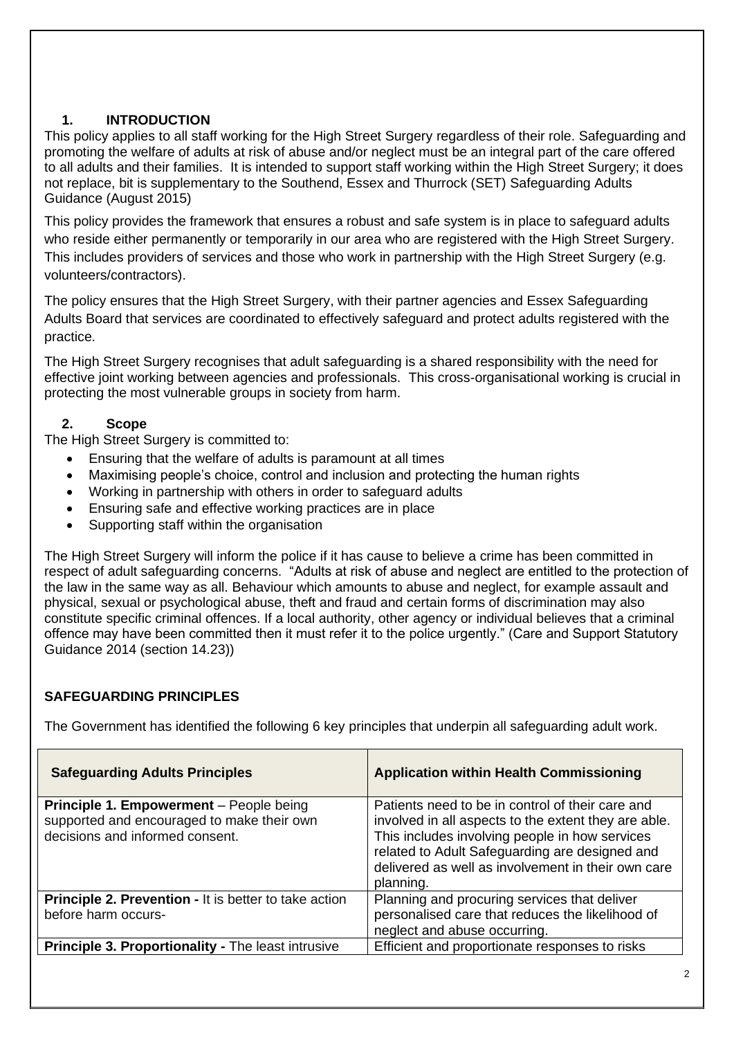## 1. INTRODUCTION

This policy applies to all staff working for the High Street Surgery regardless of their role. Safeguarding and promoting the welfare of adults at risk of abuse and/or neglect must be an integral part of the care offered to all adults and their families. It is intended to support staff working within the High Street Surgery; it does not replace, bit is supplementary to the Southend, Essex and Thurrock (SET) Safeguarding Adults Guidance (August 2015)

This policy provides the framework that ensures a robust and safe system is in place to safeguard adults who reside either permanently or temporarily in our area who are registered with the High Street Surgery. This includes providers of services and those who work in partnership with the High Street Surgery (e.g. volunteers/contractors).

The policy ensures that the High Street Surgery, with their partner agencies and Essex Safeguarding Adults Board that services are coordinated to effectively safeguard and protect adults registered with the practice.

The High Street Surgery recognises that adult safeguarding is a shared responsibility with the need for effective joint working between agencies and professionals. This cross-organisational working is crucial in protecting the most vulnerable groups in society from harm.

## 2. Scope

The High Street Surgery is committed to:

- Ensuring that the welfare of adults is paramount at all times
- Maximising people's choice, control and inclusion and protecting the human rights
- Working in partnership with others in order to safeguard adults
- Ensuring safe and effective working practices are in place
- Supporting staff within the organisation

The High Street Surgery will inform the police if it has cause to believe a crime has been committed in respect of adult safeguarding concerns. "Adults at risk of abuse and neglect are entitled to the protection of the law in the same way as all. Behaviour which amounts to abuse and neglect, for example assault and physical, sexual or psychological abuse, theft and fraud and certain forms of discrimination may also constitute specific criminal offences. If a local authority, other agency or individual believes that a criminal offence may have been committed then it must refer it to the police urgently." (Care and Support Statutory Guidance 2014 (section 14.23))

## SAFEGUARDING PRINCIPLES

The Government has identified the following 6 key principles that underpin all safeguarding adult work.

| Safeguarding Adults Principles | Application within Health Commissioning |
|---|---|
| **Principle 1. Empowerment** – People being supported and encouraged to make their own decisions and informed consent. | Patients need to be in control of their care and involved in all aspects to the extent they are able. This includes involving people in how services related to Adult Safeguarding are designed and delivered as well as involvement in their own care planning. |
| **Principle 2. Prevention -** It is better to take action before harm occurs- | Planning and procuring services that deliver personalised care that reduces the likelihood of neglect and abuse occurring. |
| **Principle 3. Proportionality -** The least intrusive | Efficient and proportionate responses to risks |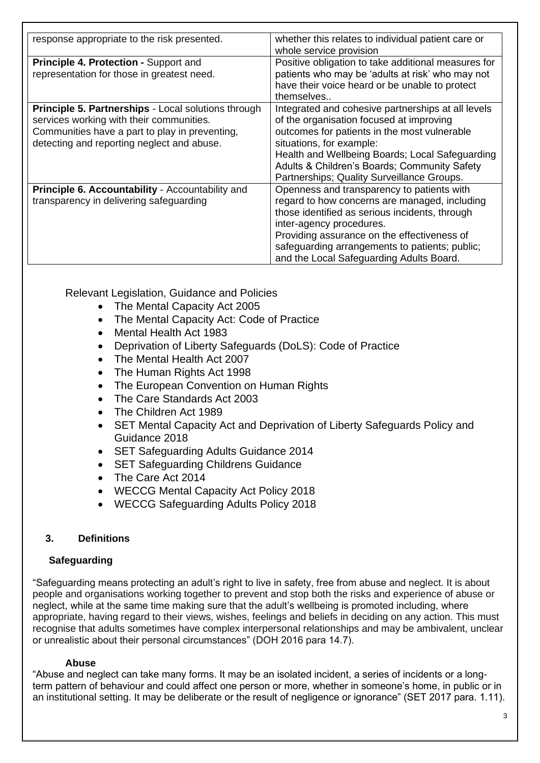| | |
|---|---|
| response appropriate to the risk presented. | whether this relates to individual patient care or whole service provision |
| **Principle 4. Protection -** Support and representation for those in greatest need. | Positive obligation to take additional measures for patients who may be 'adults at risk' who may not have their voice heard or be unable to protect themselves.. |
| **Principle 5. Partnerships** - Local solutions through services working with their communities. Communities have a part to play in preventing, detecting and reporting neglect and abuse. | Integrated and cohesive partnerships at all levels of the organisation focused at improving outcomes for patients in the most vulnerable situations, for example: Health and Wellbeing Boards; Local Safeguarding Adults & Children's Boards; Community Safety Partnerships; Quality Surveillance Groups. |
| **Principle 6. Accountability** - Accountability and transparency in delivering safeguarding | Openness and transparency to patients with regard to how concerns are managed, including those identified as serious incidents, through inter-agency procedures. Providing assurance on the effectiveness of safeguarding arrangements to patients; public; and the Local Safeguarding Adults Board. |

Relevant Legislation, Guidance and Policies

- The Mental Capacity Act 2005
- The Mental Capacity Act: Code of Practice
- Mental Health Act 1983
- Deprivation of Liberty Safeguards (DoLS): Code of Practice
- The Mental Health Act 2007
- The Human Rights Act 1998
- The European Convention on Human Rights
- The Care Standards Act 2003
- The Children Act 1989
- SET Mental Capacity Act and Deprivation of Liberty Safeguards Policy and Guidance 2018
- SET Safeguarding Adults Guidance 2014
- SET Safeguarding Childrens Guidance
- The Care Act 2014
- WECCG Mental Capacity Act Policy 2018
- WECCG Safeguarding Adults Policy 2018

## 3. Definitions

### Safeguarding

"Safeguarding means protecting an adult's right to live in safety, free from abuse and neglect. It is about people and organisations working together to prevent and stop both the risks and experience of abuse or neglect, while at the same time making sure that the adult's wellbeing is promoted including, where appropriate, having regard to their views, wishes, feelings and beliefs in deciding on any action. This must recognise that adults sometimes have complex interpersonal relationships and may be ambivalent, unclear or unrealistic about their personal circumstances" (DOH 2016 para 14.7).

### Abuse

"Abuse and neglect can take many forms. It may be an isolated incident, a series of incidents or a long-term pattern of behaviour and could affect one person or more, whether in someone's home, in public or in an institutional setting. It may be deliberate or the result of negligence or ignorance" (SET 2017 para. 1.11).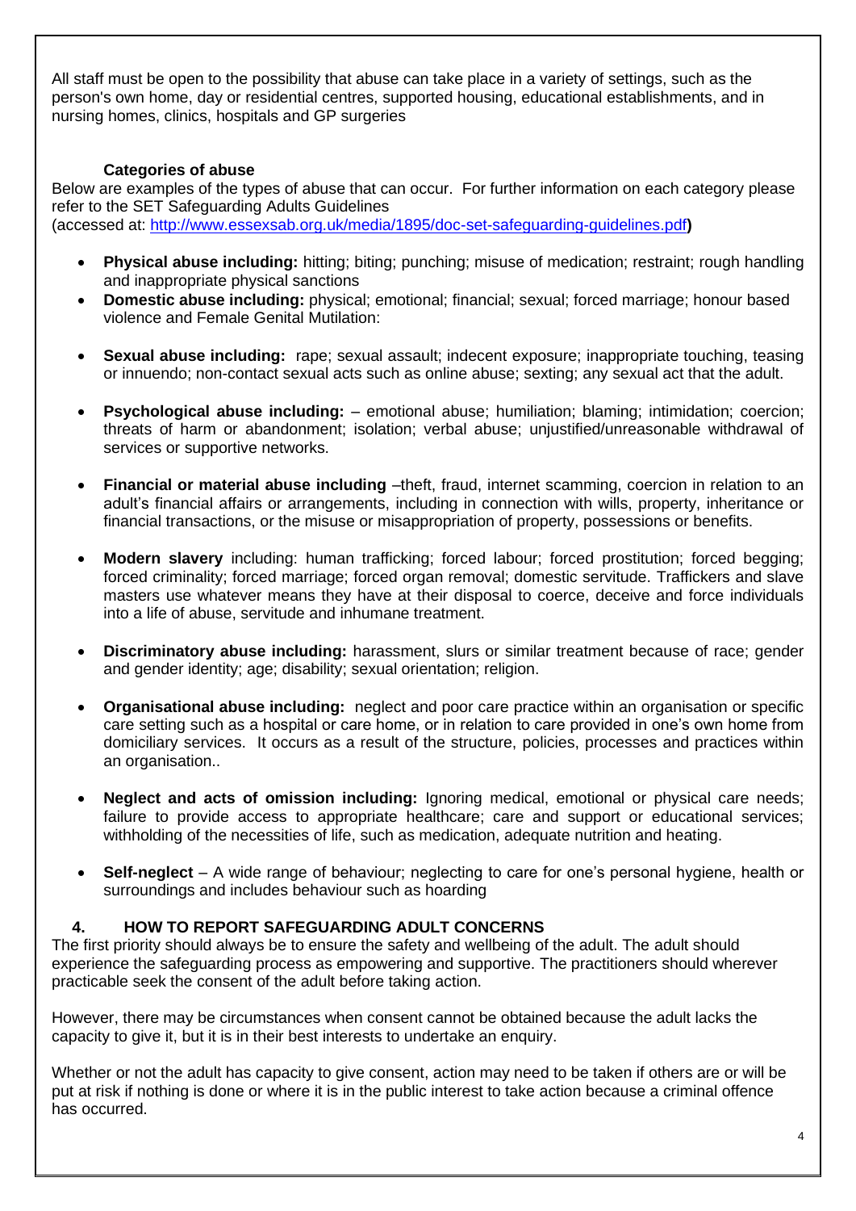All staff must be open to the possibility that abuse can take place in a variety of settings, such as the person's own home, day or residential centres, supported housing, educational establishments, and in nursing homes, clinics, hospitals and GP surgeries

### Categories of abuse

Below are examples of the types of abuse that can occur. For further information on each category please refer to the SET Safeguarding Adults Guidelines (accessed at: http://www.essexsab.org.uk/media/1895/doc-set-safeguarding-guidelines.pdf**)**

- **Physical abuse including:** hitting; biting; punching; misuse of medication; restraint; rough handling and inappropriate physical sanctions
- **Domestic abuse including:** physical; emotional; financial; sexual; forced marriage; honour based violence and Female Genital Mutilation:
- **Sexual abuse including:** rape; sexual assault; indecent exposure; inappropriate touching, teasing or innuendo; non-contact sexual acts such as online abuse; sexting; any sexual act that the adult.
- **Psychological abuse including:** – emotional abuse; humiliation; blaming; intimidation; coercion; threats of harm or abandonment; isolation; verbal abuse; unjustified/unreasonable withdrawal of services or supportive networks.
- **Financial or material abuse including** –theft, fraud, internet scamming, coercion in relation to an adult's financial affairs or arrangements, including in connection with wills, property, inheritance or financial transactions, or the misuse or misappropriation of property, possessions or benefits.
- **Modern slavery** including: human trafficking; forced labour; forced prostitution; forced begging; forced criminality; forced marriage; forced organ removal; domestic servitude. Traffickers and slave masters use whatever means they have at their disposal to coerce, deceive and force individuals into a life of abuse, servitude and inhumane treatment.
- **Discriminatory abuse including:** harassment, slurs or similar treatment because of race; gender and gender identity; age; disability; sexual orientation; religion.
- **Organisational abuse including:** neglect and poor care practice within an organisation or specific care setting such as a hospital or care home, or in relation to care provided in one's own home from domiciliary services. It occurs as a result of the structure, policies, processes and practices within an organisation..
- **Neglect and acts of omission including:** Ignoring medical, emotional or physical care needs; failure to provide access to appropriate healthcare; care and support or educational services; withholding of the necessities of life, such as medication, adequate nutrition and heating.
- **Self-neglect** – A wide range of behaviour; neglecting to care for one's personal hygiene, health or surroundings and includes behaviour such as hoarding

## 4. HOW TO REPORT SAFEGUARDING ADULT CONCERNS

The first priority should always be to ensure the safety and wellbeing of the adult. The adult should experience the safeguarding process as empowering and supportive. The practitioners should wherever practicable seek the consent of the adult before taking action.

However, there may be circumstances when consent cannot be obtained because the adult lacks the capacity to give it, but it is in their best interests to undertake an enquiry.

Whether or not the adult has capacity to give consent, action may need to be taken if others are or will be put at risk if nothing is done or where it is in the public interest to take action because a criminal offence has occurred.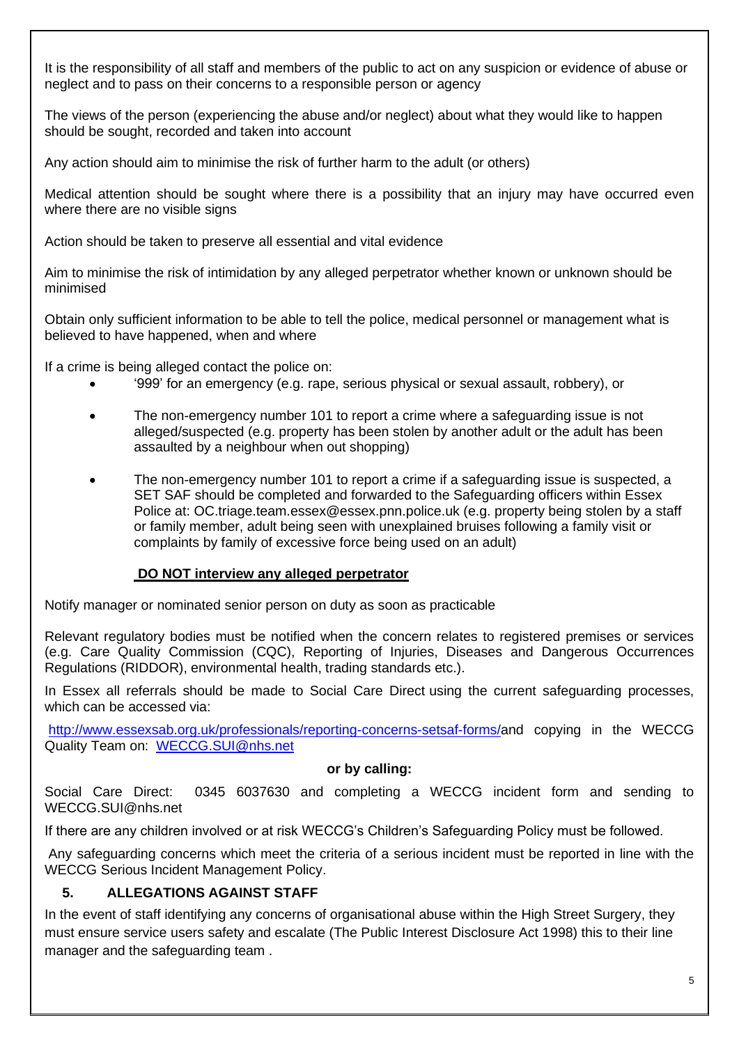It is the responsibility of all staff and members of the public to act on any suspicion or evidence of abuse or neglect and to pass on their concerns to a responsible person or agency

The views of the person (experiencing the abuse and/or neglect) about what they would like to happen should be sought, recorded and taken into account

Any action should aim to minimise the risk of further harm to the adult (or others)

Medical attention should be sought where there is a possibility that an injury may have occurred even where there are no visible signs

Action should be taken to preserve all essential and vital evidence

Aim to minimise the risk of intimidation by any alleged perpetrator whether known or unknown should be minimised

Obtain only sufficient information to be able to tell the police, medical personnel or management what is believed to have happened, when and where

If a crime is being alleged contact the police on:

- '999' for an emergency (e.g. rape, serious physical or sexual assault, robbery), or
- The non-emergency number 101 to report a crime where a safeguarding issue is not alleged/suspected (e.g. property has been stolen by another adult or the adult has been assaulted by a neighbour when out shopping)
- The non-emergency number 101 to report a crime if a safeguarding issue is suspected, a SET SAF should be completed and forwarded to the Safeguarding officers within Essex Police at: OC.triage.team.essex@essex.pnn.police.uk (e.g. property being stolen by a staff or family member, adult being seen with unexplained bruises following a family visit or complaints by family of excessive force being used on an adult)

**DO NOT interview any alleged perpetrator**

Notify manager or nominated senior person on duty as soon as practicable

Relevant regulatory bodies must be notified when the concern relates to registered premises or services (e.g. Care Quality Commission (CQC), Reporting of Injuries, Diseases and Dangerous Occurrences Regulations (RIDDOR), environmental health, trading standards etc.).

In Essex all referrals should be made to Social Care Direct using the current safeguarding processes, which can be accessed via:

http://www.essexsab.org.uk/professionals/reporting-concerns-setsaf-forms/and copying in the WECCG Quality Team on: WECCG.SUI@nhs.net

**or by calling:**

Social Care Direct: 0345 6037630 and completing a WECCG incident form and sending to WECCG.SUI@nhs.net

If there are any children involved or at risk WECCG's Children's Safeguarding Policy must be followed.

Any safeguarding concerns which meet the criteria of a serious incident must be reported in line with the WECCG Serious Incident Management Policy.

## 5. ALLEGATIONS AGAINST STAFF

In the event of staff identifying any concerns of organisational abuse within the High Street Surgery, they must ensure service users safety and escalate (The Public Interest Disclosure Act 1998) this to their line manager and the safeguarding team .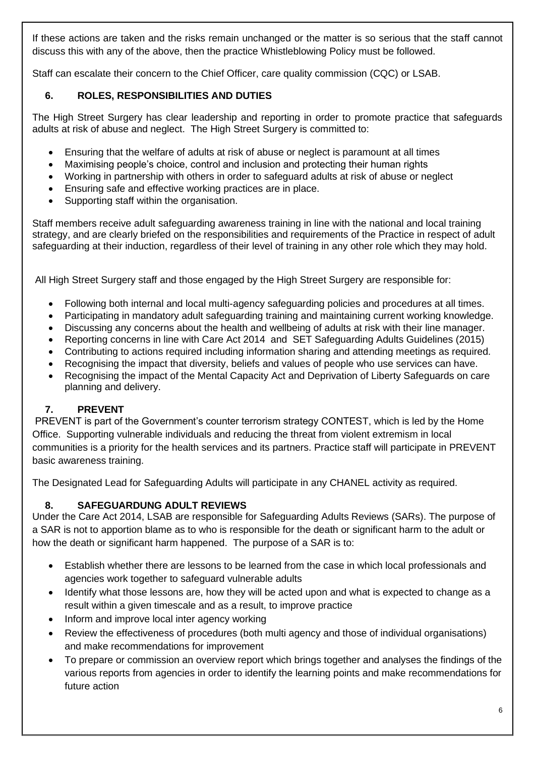If these actions are taken and the risks remain unchanged or the matter is so serious that the staff cannot discuss this with any of the above, then the practice Whistleblowing Policy must be followed.

Staff can escalate their concern to the Chief Officer, care quality commission (CQC) or LSAB.

## 6. ROLES, RESPONSIBILITIES AND DUTIES

The High Street Surgery has clear leadership and reporting in order to promote practice that safeguards adults at risk of abuse and neglect. The High Street Surgery is committed to:

- Ensuring that the welfare of adults at risk of abuse or neglect is paramount at all times
- Maximising people's choice, control and inclusion and protecting their human rights
- Working in partnership with others in order to safeguard adults at risk of abuse or neglect
- Ensuring safe and effective working practices are in place.
- Supporting staff within the organisation.

Staff members receive adult safeguarding awareness training in line with the national and local training strategy, and are clearly briefed on the responsibilities and requirements of the Practice in respect of adult safeguarding at their induction, regardless of their level of training in any other role which they may hold.

All High Street Surgery staff and those engaged by the High Street Surgery are responsible for:

- Following both internal and local multi-agency safeguarding policies and procedures at all times.
- Participating in mandatory adult safeguarding training and maintaining current working knowledge.
- Discussing any concerns about the health and wellbeing of adults at risk with their line manager.
- Reporting concerns in line with Care Act 2014 and SET Safeguarding Adults Guidelines (2015)
- Contributing to actions required including information sharing and attending meetings as required.
- Recognising the impact that diversity, beliefs and values of people who use services can have.
- Recognising the impact of the Mental Capacity Act and Deprivation of Liberty Safeguards on care planning and delivery.

## 7. PREVENT

PREVENT is part of the Government's counter terrorism strategy CONTEST, which is led by the Home Office. Supporting vulnerable individuals and reducing the threat from violent extremism in local communities is a priority for the health services and its partners. Practice staff will participate in PREVENT basic awareness training.

The Designated Lead for Safeguarding Adults will participate in any CHANEL activity as required.

## 8. SAFEGUARDUNG ADULT REVIEWS

Under the Care Act 2014, LSAB are responsible for Safeguarding Adults Reviews (SARs). The purpose of a SAR is not to apportion blame as to who is responsible for the death or significant harm to the adult or how the death or significant harm happened. The purpose of a SAR is to:

- Establish whether there are lessons to be learned from the case in which local professionals and agencies work together to safeguard vulnerable adults
- Identify what those lessons are, how they will be acted upon and what is expected to change as a result within a given timescale and as a result, to improve practice
- Inform and improve local inter agency working
- Review the effectiveness of procedures (both multi agency and those of individual organisations) and make recommendations for improvement
- To prepare or commission an overview report which brings together and analyses the findings of the various reports from agencies in order to identify the learning points and make recommendations for future action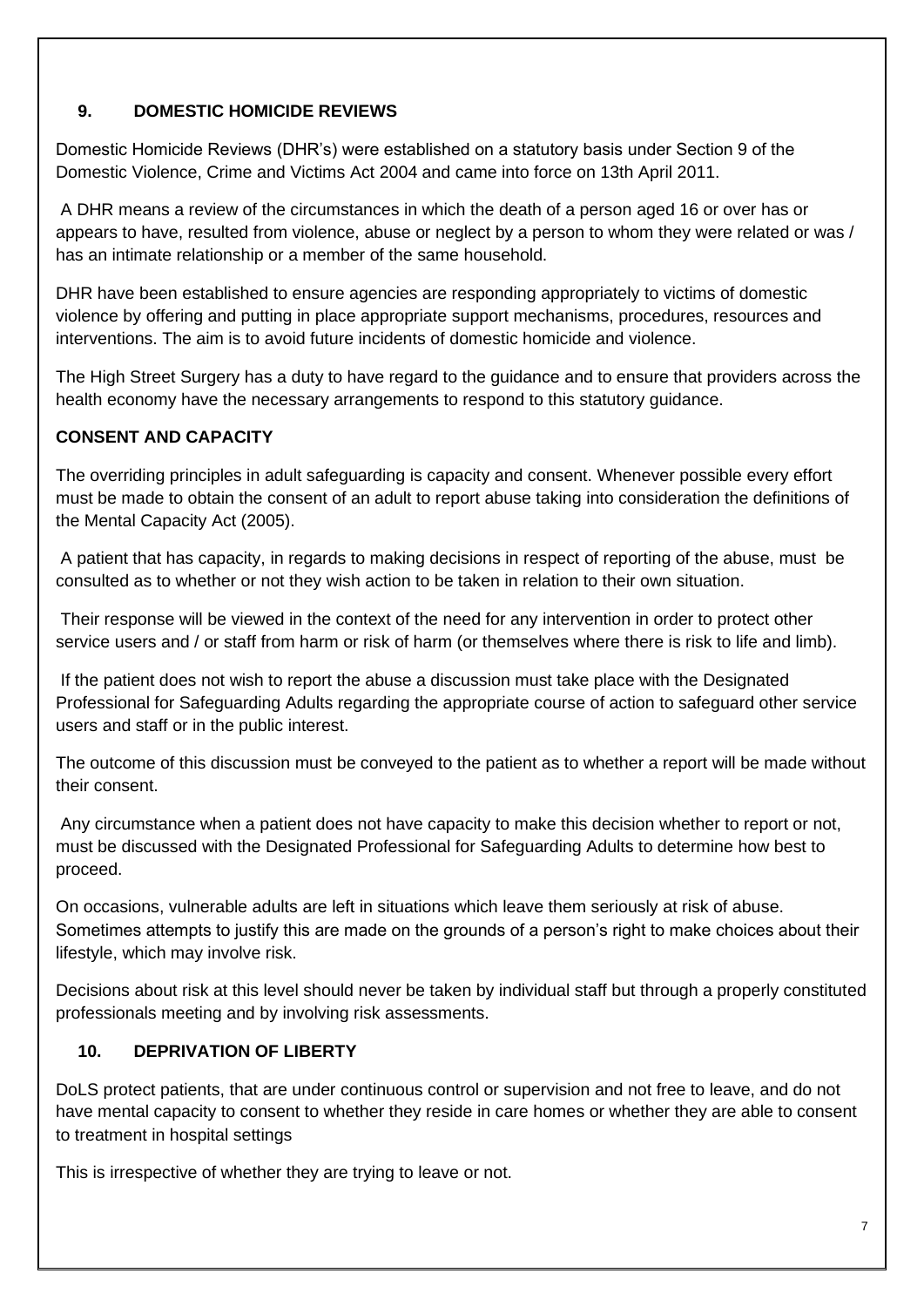## 9. DOMESTIC HOMICIDE REVIEWS

Domestic Homicide Reviews (DHR's) were established on a statutory basis under Section 9 of the Domestic Violence, Crime and Victims Act 2004 and came into force on 13th April 2011.

A DHR means a review of the circumstances in which the death of a person aged 16 or over has or appears to have, resulted from violence, abuse or neglect by a person to whom they were related or was / has an intimate relationship or a member of the same household.

DHR have been established to ensure agencies are responding appropriately to victims of domestic violence by offering and putting in place appropriate support mechanisms, procedures, resources and interventions. The aim is to avoid future incidents of domestic homicide and violence.

The High Street Surgery has a duty to have regard to the guidance and to ensure that providers across the health economy have the necessary arrangements to respond to this statutory guidance.

### CONSENT AND CAPACITY

The overriding principles in adult safeguarding is capacity and consent. Whenever possible every effort must be made to obtain the consent of an adult to report abuse taking into consideration the definitions of the Mental Capacity Act (2005).

A patient that has capacity, in regards to making decisions in respect of reporting of the abuse, must be consulted as to whether or not they wish action to be taken in relation to their own situation.

Their response will be viewed in the context of the need for any intervention in order to protect other service users and / or staff from harm or risk of harm (or themselves where there is risk to life and limb).

If the patient does not wish to report the abuse a discussion must take place with the Designated Professional for Safeguarding Adults regarding the appropriate course of action to safeguard other service users and staff or in the public interest.

The outcome of this discussion must be conveyed to the patient as to whether a report will be made without their consent.

Any circumstance when a patient does not have capacity to make this decision whether to report or not, must be discussed with the Designated Professional for Safeguarding Adults to determine how best to proceed.

On occasions, vulnerable adults are left in situations which leave them seriously at risk of abuse. Sometimes attempts to justify this are made on the grounds of a person's right to make choices about their lifestyle, which may involve risk.

Decisions about risk at this level should never be taken by individual staff but through a properly constituted professionals meeting and by involving risk assessments.

## 10. DEPRIVATION OF LIBERTY

DoLS protect patients, that are under continuous control or supervision and not free to leave, and do not have mental capacity to consent to whether they reside in care homes or whether they are able to consent to treatment in hospital settings

This is irrespective of whether they are trying to leave or not.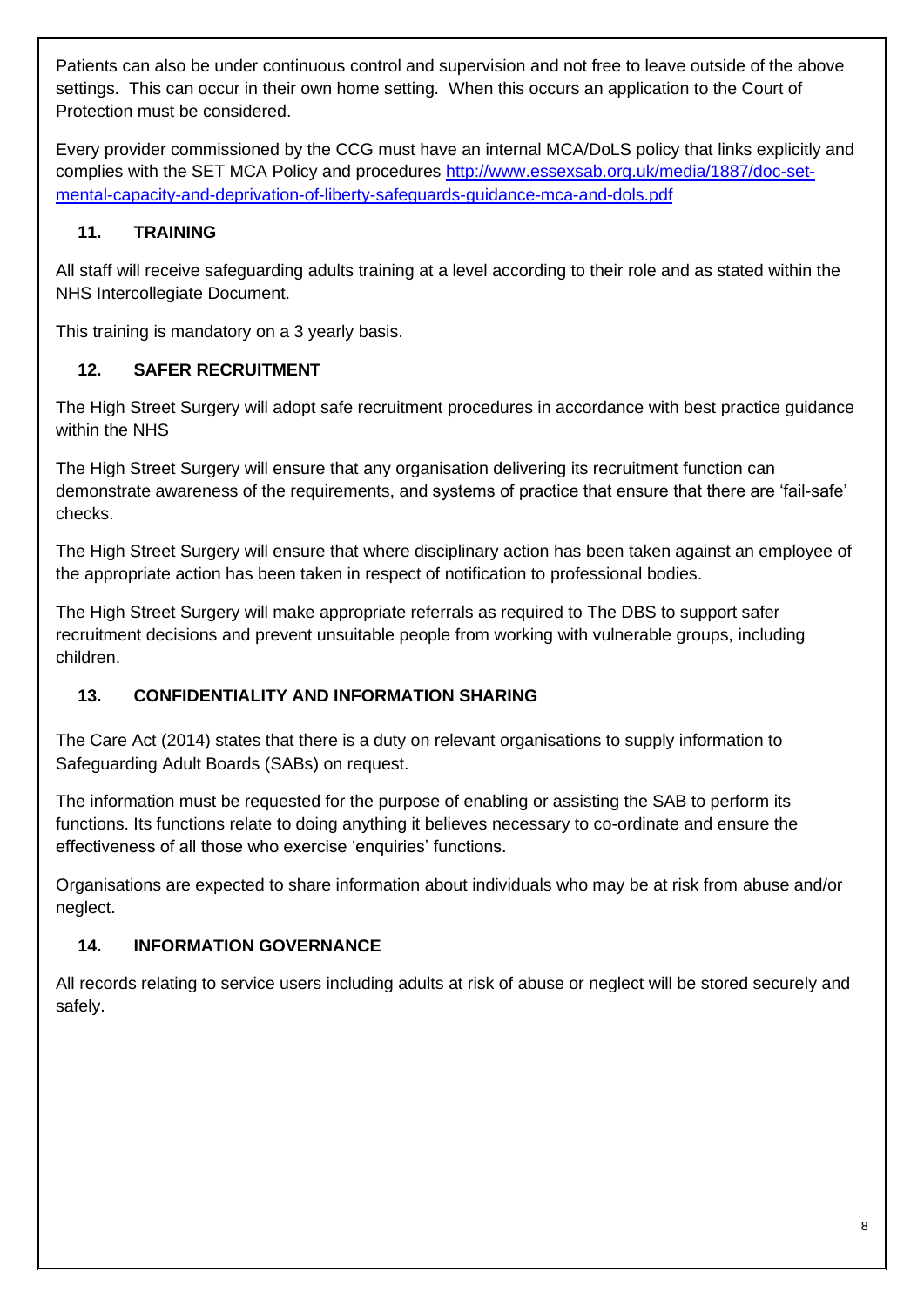Patients can also be under continuous control and supervision and not free to leave outside of the above settings. This can occur in their own home setting. When this occurs an application to the Court of Protection must be considered.

Every provider commissioned by the CCG must have an internal MCA/DoLS policy that links explicitly and complies with the SET MCA Policy and procedures [http://www.essexsab.org.uk/media/1887/doc-set-mental-capacity-and-deprivation-of-liberty-safeguards-guidance-mca-and-dols.pdf](http://www.essexsab.org.uk/media/1887/doc-set-mental-capacity-and-deprivation-of-liberty-safeguards-guidance-mca-and-dols.pdf)

## 11. TRAINING

All staff will receive safeguarding adults training at a level according to their role and as stated within the NHS Intercollegiate Document.

This training is mandatory on a 3 yearly basis.

## 12. SAFER RECRUITMENT

The High Street Surgery will adopt safe recruitment procedures in accordance with best practice guidance within the NHS

The High Street Surgery will ensure that any organisation delivering its recruitment function can demonstrate awareness of the requirements, and systems of practice that ensure that there are 'fail-safe' checks.

The High Street Surgery will ensure that where disciplinary action has been taken against an employee of the appropriate action has been taken in respect of notification to professional bodies.

The High Street Surgery will make appropriate referrals as required to The DBS to support safer recruitment decisions and prevent unsuitable people from working with vulnerable groups, including children.

## 13. CONFIDENTIALITY AND INFORMATION SHARING

The Care Act (2014) states that there is a duty on relevant organisations to supply information to Safeguarding Adult Boards (SABs) on request.

The information must be requested for the purpose of enabling or assisting the SAB to perform its functions. Its functions relate to doing anything it believes necessary to co-ordinate and ensure the effectiveness of all those who exercise 'enquiries' functions.

Organisations are expected to share information about individuals who may be at risk from abuse and/or neglect.

## 14. INFORMATION GOVERNANCE

All records relating to service users including adults at risk of abuse or neglect will be stored securely and safely.